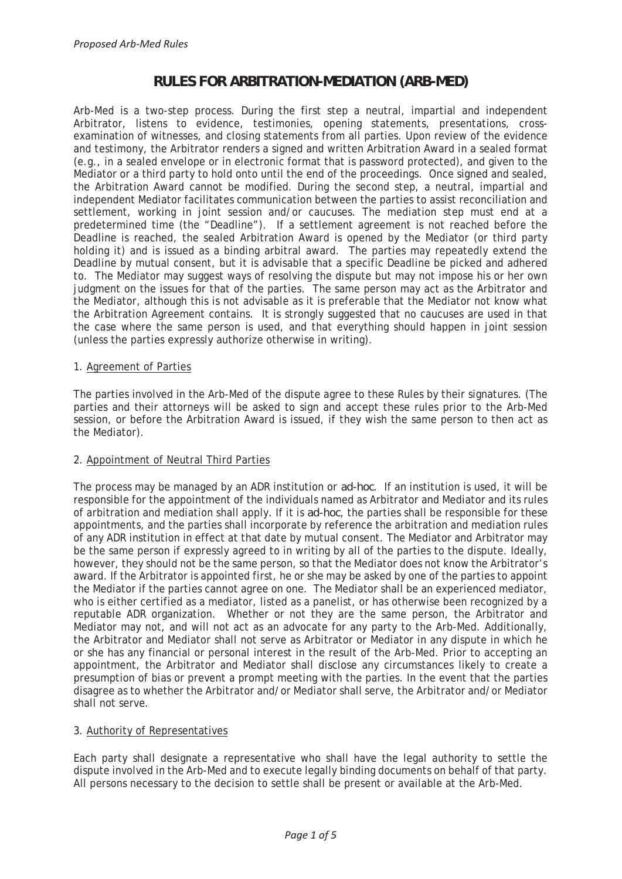# RULES FOR ARBITRATION-MEDIATION (ARB-MED)

Arb-Med is a two-step process. During the first step a neutral, impartial and independent Arbitrator, listens to evidence, testimonies, opening statements, presentations, cross-examination of witnesses, and closing statements from all parties. Upon review of the evidence and testimony, the Arbitrator renders a signed and written Arbitration Award in a sealed format (e.g., in a sealed envelope or in electronic format that is password protected), and given to the Mediator or a third party to hold onto until the end of the proceedings. Once signed and sealed, the Arbitration Award cannot be modified. During the second step, a neutral, impartial and independent Mediator facilitates communication between the parties to assist reconciliation and settlement, working in joint session and/or caucuses. The mediation step must end at a predetermined time (the "Deadline"). If a settlement agreement is not reached before the Deadline is reached, the sealed Arbitration Award is opened by the Mediator (or third party holding it) and is issued as a binding arbitral award. The parties may repeatedly extend the Deadline by mutual consent, but it is advisable that a specific Deadline be picked and adhered to. The Mediator may suggest ways of resolving the dispute but may not impose his or her own judgment on the issues for that of the parties. The same person may act as the Arbitrator and the Mediator, although this is not advisable as it is preferable that the Mediator not know what the Arbitration Agreement contains. It is strongly suggested that no caucuses are used in that the case where the same person is used, and that everything should happen in joint session (unless the parties expressly authorize otherwise in writing).

## 1. Agreement of Parties

The parties involved in the Arb-Med of the dispute agree to these Rules by their signatures. (The parties and their attorneys will be asked to sign and accept these rules prior to the Arb-Med session, or before the Arbitration Award is issued, if they wish the same person to then act as the Mediator).

## 2. Appointment of Neutral Third Parties

The process may be managed by an ADR institution or *ad-hoc*. If an institution is used, it will be responsible for the appointment of the individuals named as Arbitrator and Mediator and its rules of arbitration and mediation shall apply. If it is *ad-hoc*, the parties shall be responsible for these appointments, and the parties shall incorporate by reference the arbitration and mediation rules of any ADR institution in effect at that date by mutual consent. The Mediator and Arbitrator may be the same person if expressly agreed to in writing by all of the parties to the dispute. Ideally, however, they should not be the same person, so that the Mediator does not know the Arbitrator's award. If the Arbitrator is appointed first, he or she may be asked by one of the parties to appoint the Mediator if the parties cannot agree on one. The Mediator shall be an experienced mediator, who is either certified as a mediator, listed as a panelist, or has otherwise been recognized by a reputable ADR organization. Whether or not they are the same person, the Arbitrator and Mediator may not, and will not act as an advocate for any party to the Arb-Med. Additionally, the Arbitrator and Mediator shall not serve as Arbitrator or Mediator in any dispute in which he or she has any financial or personal interest in the result of the Arb-Med. Prior to accepting an appointment, the Arbitrator and Mediator shall disclose any circumstances likely to create a presumption of bias or prevent a prompt meeting with the parties. In the event that the parties disagree as to whether the Arbitrator and/or Mediator shall serve, the Arbitrator and/or Mediator shall not serve.

## 3. Authority of Representatives

Each party shall designate a representative who shall have the legal authority to settle the dispute involved in the Arb-Med and to execute legally binding documents on behalf of that party. All persons necessary to the decision to settle shall be present or available at the Arb-Med.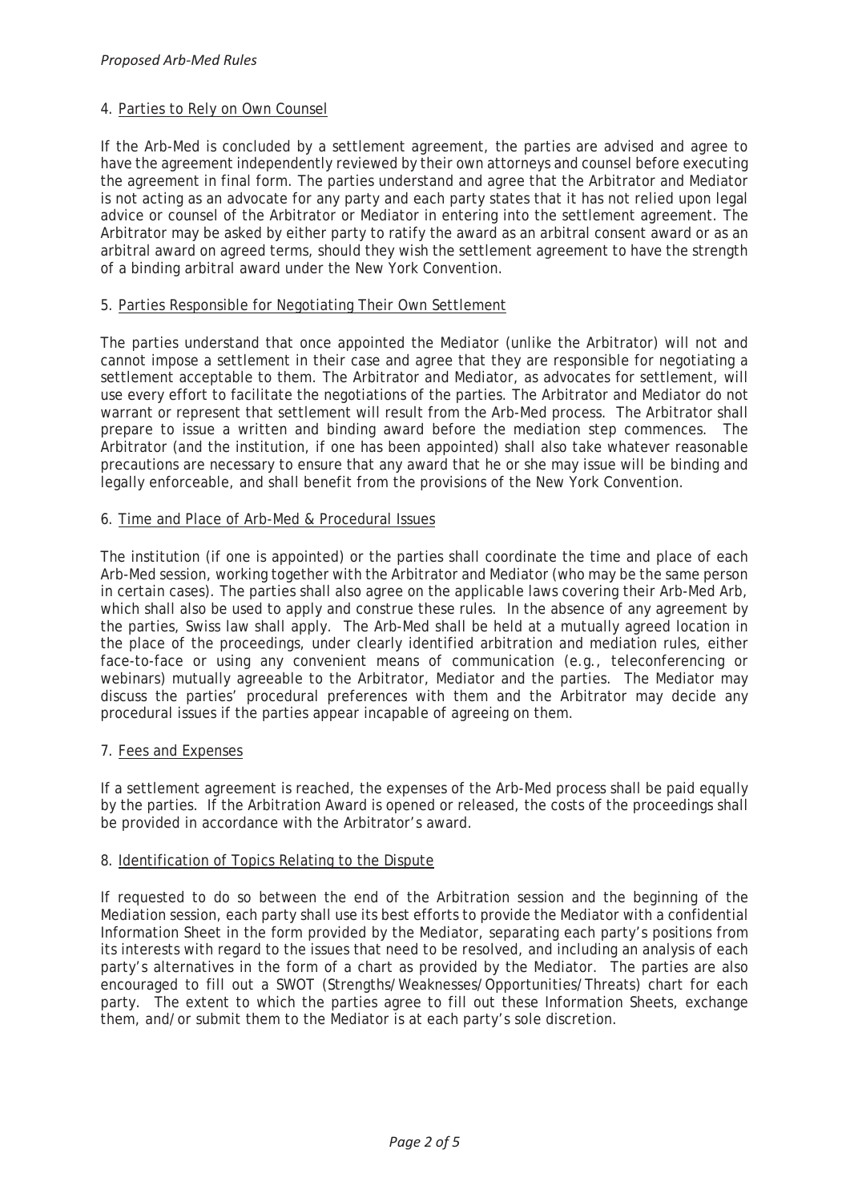### 4. Parties to Rely on Own Counsel

If the Arb-Med is concluded by a settlement agreement, the parties are advised and agree to have the agreement independently reviewed by their own attorneys and counsel before executing the agreement in final form. The parties understand and agree that the Arbitrator and Mediator is not acting as an advocate for any party and each party states that it has not relied upon legal advice or counsel of the Arbitrator or Mediator in entering into the settlement agreement. The Arbitrator may be asked by either party to ratify the award as an arbitral consent award or as an arbitral award on agreed terms, should they wish the settlement agreement to have the strength of a binding arbitral award under the New York Convention.

### 5. Parties Responsible for Negotiating Their Own Settlement

The parties understand that once appointed the Mediator (unlike the Arbitrator) will not and cannot impose a settlement in their case and agree that they are responsible for negotiating a settlement acceptable to them. The Arbitrator and Mediator, as advocates for settlement, will use every effort to facilitate the negotiations of the parties. The Arbitrator and Mediator do not warrant or represent that settlement will result from the Arb-Med process. The Arbitrator shall prepare to issue a written and binding award before the mediation step commences. The Arbitrator (and the institution, if one has been appointed) shall also take whatever reasonable precautions are necessary to ensure that any award that he or she may issue will be binding and legally enforceable, and shall benefit from the provisions of the New York Convention.

### 6. Time and Place of Arb-Med & Procedural Issues

The institution (if one is appointed) or the parties shall coordinate the time and place of each Arb-Med session, working together with the Arbitrator and Mediator (who may be the same person in certain cases). The parties shall also agree on the applicable laws covering their Arb-Med Arb, which shall also be used to apply and construe these rules. In the absence of any agreement by the parties, Swiss law shall apply. The Arb-Med shall be held at a mutually agreed location in the place of the proceedings, under clearly identified arbitration and mediation rules, either face-to-face or using any convenient means of communication (e.g., teleconferencing or webinars) mutually agreeable to the Arbitrator, Mediator and the parties. The Mediator may discuss the parties' procedural preferences with them and the Arbitrator may decide any procedural issues if the parties appear incapable of agreeing on them.

### 7. Fees and Expenses

If a settlement agreement is reached, the expenses of the Arb-Med process shall be paid equally by the parties. If the Arbitration Award is opened or released, the costs of the proceedings shall be provided in accordance with the Arbitrator's award.

### 8. Identification of Topics Relating to the Dispute

If requested to do so between the end of the Arbitration session and the beginning of the Mediation session, each party shall use its best efforts to provide the Mediator with a confidential Information Sheet in the form provided by the Mediator, separating each party's positions from its interests with regard to the issues that need to be resolved, and including an analysis of each party's alternatives in the form of a chart as provided by the Mediator. The parties are also encouraged to fill out a SWOT (Strengths/Weaknesses/Opportunities/Threats) chart for each party. The extent to which the parties agree to fill out these Information Sheets, exchange them, and/or submit them to the Mediator is at each party's sole discretion.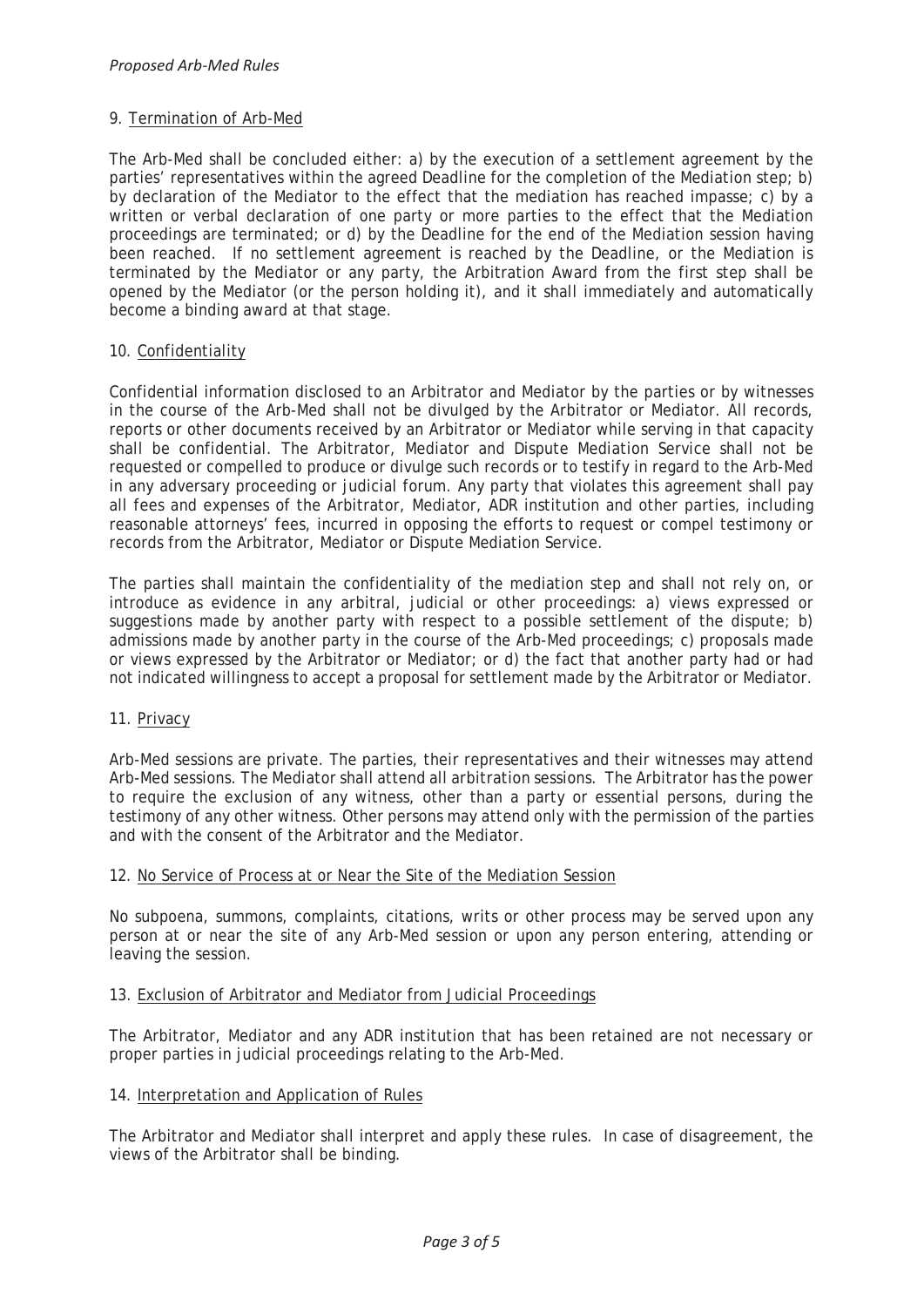## 9. Termination of Arb-Med

The Arb-Med shall be concluded either: a) by the execution of a settlement agreement by the parties' representatives within the agreed Deadline for the completion of the Mediation step; b) by declaration of the Mediator to the effect that the mediation has reached impasse; c) by a written or verbal declaration of one party or more parties to the effect that the Mediation proceedings are terminated; or d) by the Deadline for the end of the Mediation session having been reached. If no settlement agreement is reached by the Deadline, or the Mediation is terminated by the Mediator or any party, the Arbitration Award from the first step shall be opened by the Mediator (or the person holding it), and it shall immediately and automatically become a binding award at that stage.

## 10. Confidentiality

Confidential information disclosed to an Arbitrator and Mediator by the parties or by witnesses in the course of the Arb-Med shall not be divulged by the Arbitrator or Mediator. All records, reports or other documents received by an Arbitrator or Mediator while serving in that capacity shall be confidential. The Arbitrator, Mediator and Dispute Mediation Service shall not be requested or compelled to produce or divulge such records or to testify in regard to the Arb-Med in any adversary proceeding or judicial forum. Any party that violates this agreement shall pay all fees and expenses of the Arbitrator, Mediator, ADR institution and other parties, including reasonable attorneys' fees, incurred in opposing the efforts to request or compel testimony or records from the Arbitrator, Mediator or Dispute Mediation Service.

The parties shall maintain the confidentiality of the mediation step and shall not rely on, or introduce as evidence in any arbitral, judicial or other proceedings: a) views expressed or suggestions made by another party with respect to a possible settlement of the dispute; b) admissions made by another party in the course of the Arb-Med proceedings; c) proposals made or views expressed by the Arbitrator or Mediator; or d) the fact that another party had or had not indicated willingness to accept a proposal for settlement made by the Arbitrator or Mediator.

## 11. Privacy

Arb-Med sessions are private. The parties, their representatives and their witnesses may attend Arb-Med sessions. The Mediator shall attend all arbitration sessions. The Arbitrator has the power to require the exclusion of any witness, other than a party or essential persons, during the testimony of any other witness. Other persons may attend only with the permission of the parties and with the consent of the Arbitrator and the Mediator.

## 12. No Service of Process at or Near the Site of the Mediation Session

No subpoena, summons, complaints, citations, writs or other process may be served upon any person at or near the site of any Arb-Med session or upon any person entering, attending or leaving the session.

## 13. Exclusion of Arbitrator and Mediator from Judicial Proceedings

The Arbitrator, Mediator and any ADR institution that has been retained are not necessary or proper parties in judicial proceedings relating to the Arb-Med.

## 14. Interpretation and Application of Rules

The Arbitrator and Mediator shall interpret and apply these rules. In case of disagreement, the views of the Arbitrator shall be binding.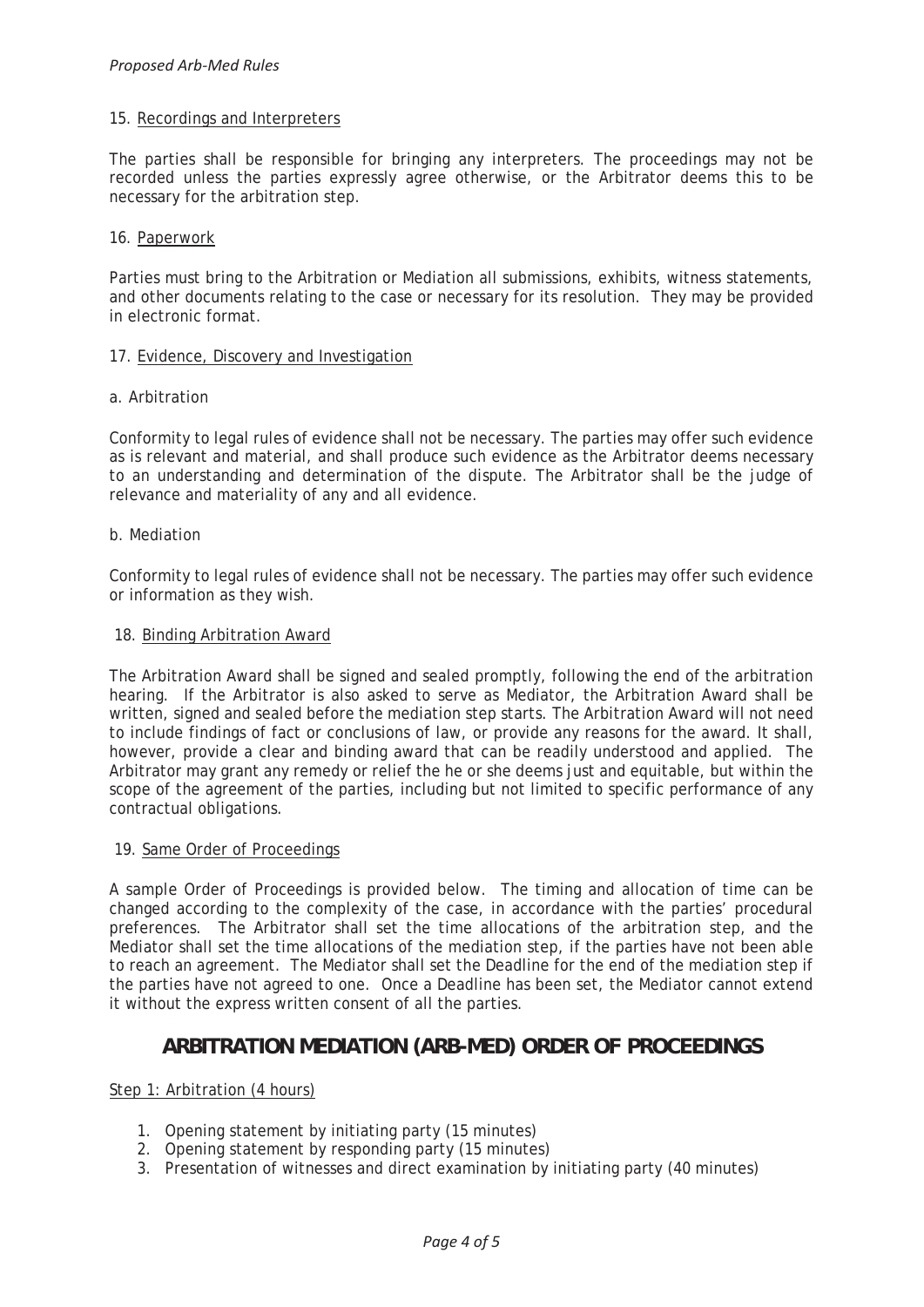### 15. Recordings and Interpreters

The parties shall be responsible for bringing any interpreters. The proceedings may not be recorded unless the parties expressly agree otherwise, or the Arbitrator deems this to be necessary for the arbitration step.

### 16. Paperwork

Parties must bring to the Arbitration or Mediation all submissions, exhibits, witness statements, and other documents relating to the case or necessary for its resolution. They may be provided in electronic format.

### 17. Evidence, Discovery and Investigation

a. Arbitration

Conformity to legal rules of evidence shall not be necessary. The parties may offer such evidence as is relevant and material, and shall produce such evidence as the Arbitrator deems necessary to an understanding and determination of the dispute. The Arbitrator shall be the judge of relevance and materiality of any and all evidence.

b. Mediation

Conformity to legal rules of evidence shall not be necessary. The parties may offer such evidence or information as they wish.

### 18. Binding Arbitration Award

The Arbitration Award shall be signed and sealed promptly, following the end of the arbitration hearing. If the Arbitrator is also asked to serve as Mediator, the Arbitration Award shall be written, signed and sealed before the mediation step starts. The Arbitration Award will not need to include findings of fact or conclusions of law, or provide any reasons for the award. It shall, however, provide a clear and binding award that can be readily understood and applied. The Arbitrator may grant any remedy or relief the he or she deems just and equitable, but within the scope of the agreement of the parties, including but not limited to specific performance of any contractual obligations.

### 19. Same Order of Proceedings

A sample Order of Proceedings is provided below. The timing and allocation of time can be changed according to the complexity of the case, in accordance with the parties' procedural preferences. The Arbitrator shall set the time allocations of the arbitration step, and the Mediator shall set the time allocations of the mediation step, if the parties have not been able to reach an agreement. The Mediator shall set the Deadline for the end of the mediation step if the parties have not agreed to one. Once a Deadline has been set, the Mediator cannot extend it without the express written consent of all the parties.

## ARBITRATION MEDIATION (ARB-MED) ORDER OF PROCEEDINGS

Step 1: Arbitration (4 hours)

1. Opening statement by initiating party (15 minutes)
2. Opening statement by responding party (15 minutes)
3. Presentation of witnesses and direct examination by initiating party (40 minutes)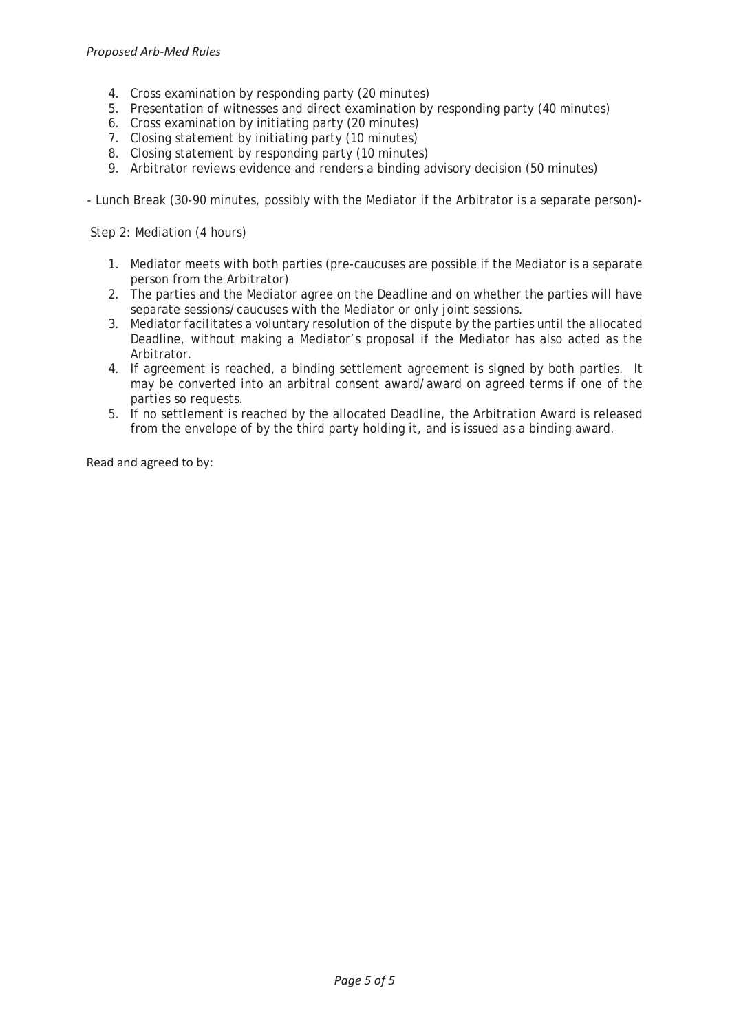4. Cross examination by responding party (20 minutes)
5. Presentation of witnesses and direct examination by responding party (40 minutes)
6. Cross examination by initiating party (20 minutes)
7. Closing statement by initiating party (10 minutes)
8. Closing statement by responding party (10 minutes)
9. Arbitrator reviews evidence and renders a binding advisory decision (50 minutes)

- Lunch Break (30-90 minutes, possibly with the Mediator if the Arbitrator is a separate person)-

<u>Step 2: Mediation (4 hours)</u>

1. Mediator meets with both parties (pre-caucuses are possible if the Mediator is a separate person from the Arbitrator)
2. The parties and the Mediator agree on the Deadline and on whether the parties will have separate sessions/caucuses with the Mediator or only joint sessions.
3. Mediator facilitates a voluntary resolution of the dispute by the parties until the allocated Deadline, without making a Mediator's proposal if the Mediator has also acted as the Arbitrator.
4. If agreement is reached, a binding settlement agreement is signed by both parties. It may be converted into an arbitral consent award/award on agreed terms if one of the parties so requests.
5. If no settlement is reached by the allocated Deadline, the Arbitration Award is released from the envelope of by the third party holding it, and is issued as a binding award.

Read and agreed to by: